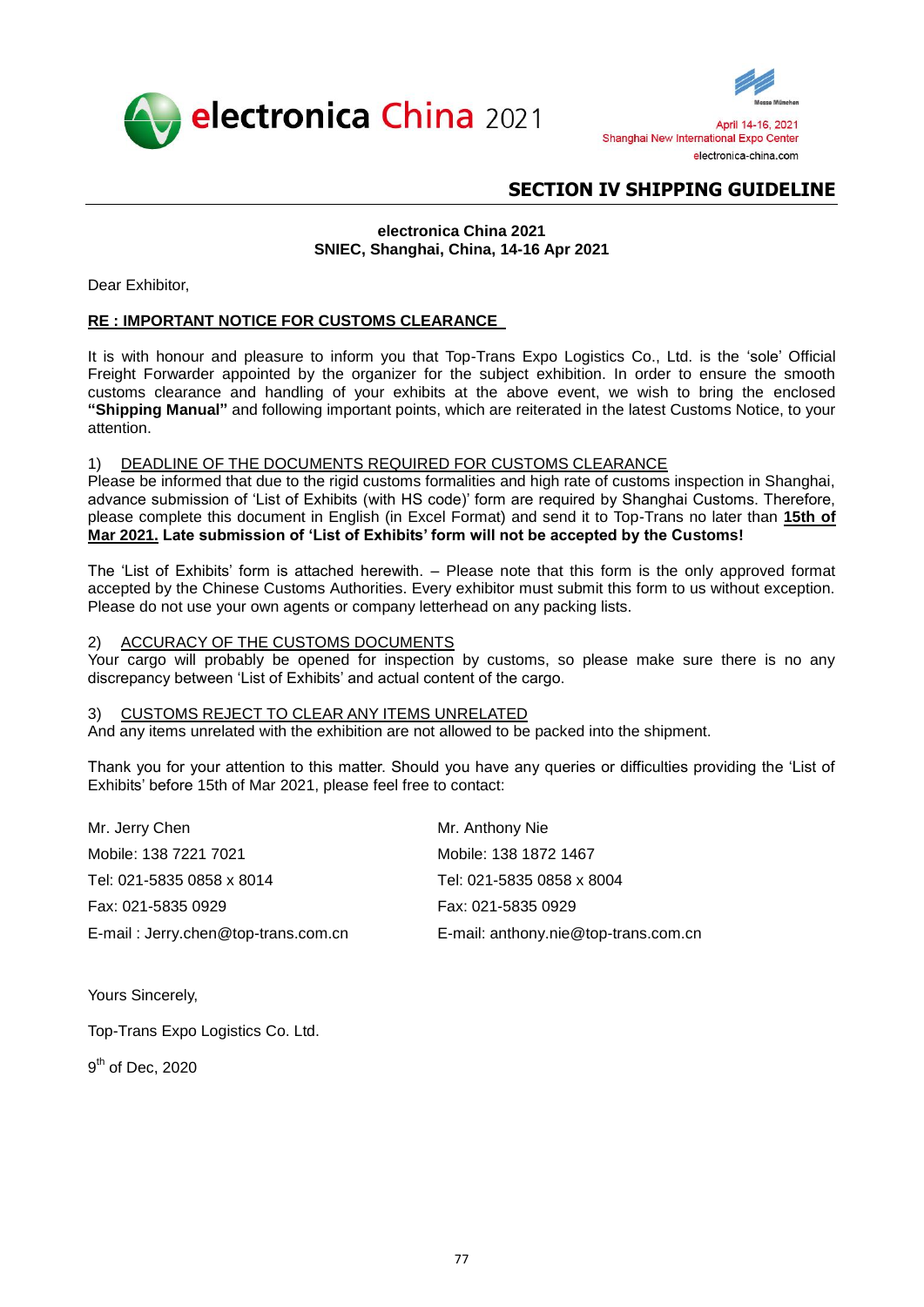electronica China 2021

April 14-16, 2021
Shanghai New International Expo Center
electronica-china.com

## SECTION IV SHIPPING GUIDELINE

**electronica China 2021**
**SNIEC, Shanghai, China, 14-16 Apr 2021**

Dear Exhibitor,

**RE : IMPORTANT NOTICE FOR CUSTOMS CLEARANCE**

It is with honour and pleasure to inform you that Top-Trans Expo Logistics Co., Ltd. is the 'sole' Official Freight Forwarder appointed by the organizer for the subject exhibition. In order to ensure the smooth customs clearance and handling of your exhibits at the above event, we wish to bring the enclosed **"Shipping Manual"** and following important points, which are reiterated in the latest Customs Notice, to your attention.

1) DEADLINE OF THE DOCUMENTS REQUIRED FOR CUSTOMS CLEARANCE
Please be informed that due to the rigid customs formalities and high rate of customs inspection in Shanghai, advance submission of 'List of Exhibits (with HS code)' form are required by Shanghai Customs. Therefore, please complete this document in English (in Excel Format) and send it to Top-Trans no later than **15th of Mar 2021. Late submission of 'List of Exhibits' form will not be accepted by the Customs!**

The 'List of Exhibits' form is attached herewith. – Please note that this form is the only approved format accepted by the Chinese Customs Authorities. Every exhibitor must submit this form to us without exception. Please do not use your own agents or company letterhead on any packing lists.

2) ACCURACY OF THE CUSTOMS DOCUMENTS
Your cargo will probably be opened for inspection by customs, so please make sure there is no any discrepancy between 'List of Exhibits' and actual content of the cargo.

3) CUSTOMS REJECT TO CLEAR ANY ITEMS UNRELATED
And any items unrelated with the exhibition are not allowed to be packed into the shipment.

Thank you for your attention to this matter. Should you have any queries or difficulties providing the 'List of Exhibits' before 15th of Mar 2021, please feel free to contact:

Mr. Jerry Chen
Mobile: 138 7221 7021
Tel: 021-5835 0858 x 8014
Fax: 021-5835 0929
E-mail : Jerry.chen@top-trans.com.cn

Mr. Anthony Nie
Mobile: 138 1872 1467
Tel: 021-5835 0858 x 8004
Fax: 021-5835 0929
E-mail: anthony.nie@top-trans.com.cn

Yours Sincerely,

Top-Trans Expo Logistics Co. Ltd.

9th of Dec, 2020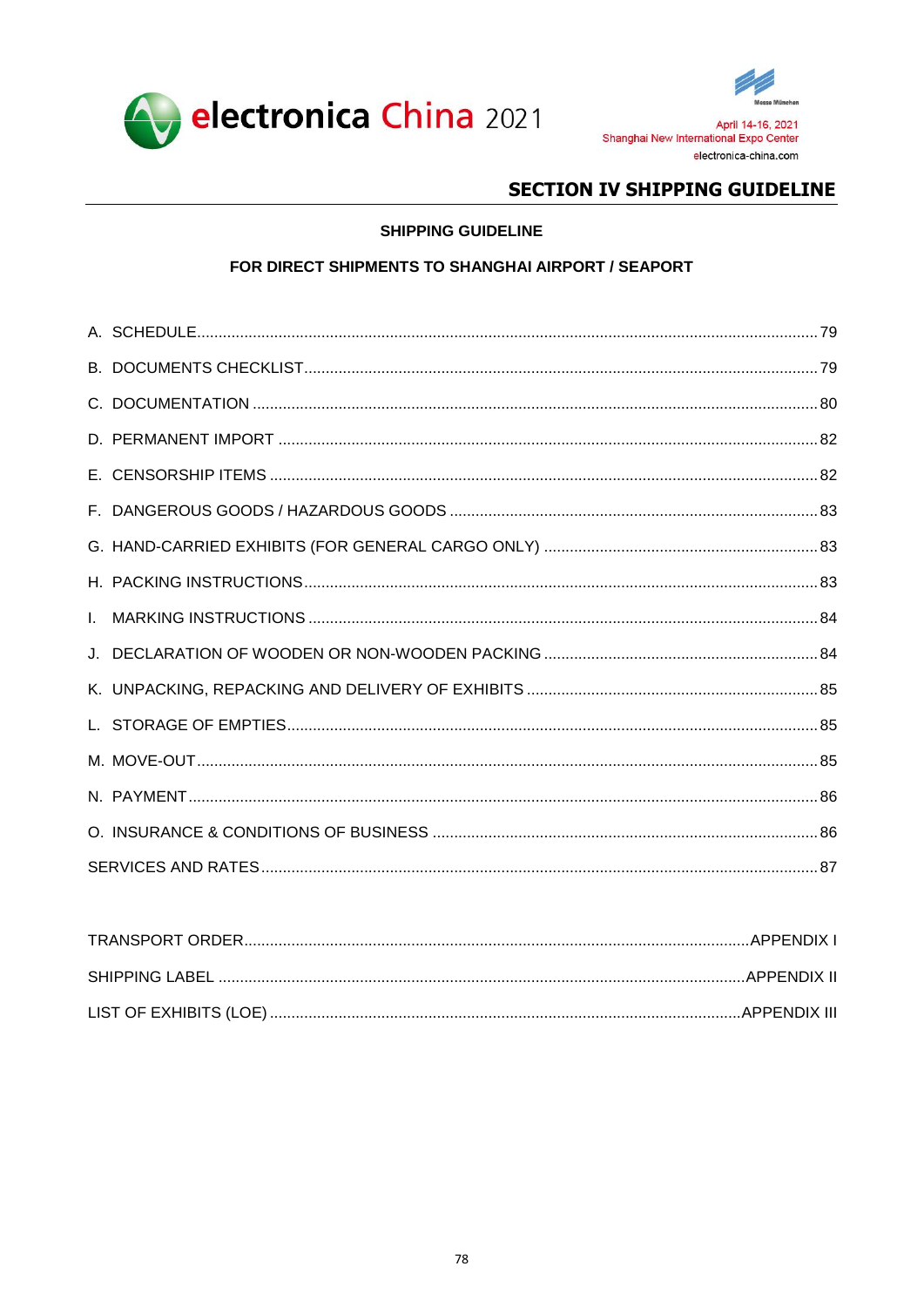# SECTION IV SHIPPING GUIDELINE

## SHIPPING GUIDELINE

## FOR DIRECT SHIPMENTS TO SHANGHAI AIRPORT / SEAPORT

A. SCHEDULE .......... 79

B. DOCUMENTS CHECKLIST .......... 79

C. DOCUMENTATION .......... 80

D. PERMANENT IMPORT .......... 82

E. CENSORSHIP ITEMS .......... 82

F. DANGEROUS GOODS / HAZARDOUS GOODS .......... 83

G. HAND-CARRIED EXHIBITS (FOR GENERAL CARGO ONLY) .......... 83

H. PACKING INSTRUCTIONS .......... 83

I. MARKING INSTRUCTIONS .......... 84

J. DECLARATION OF WOODEN OR NON-WOODEN PACKING .......... 84

K. UNPACKING, REPACKING AND DELIVERY OF EXHIBITS .......... 85

L. STORAGE OF EMPTIES .......... 85

M. MOVE-OUT .......... 85

N. PAYMENT .......... 86

O. INSURANCE & CONDITIONS OF BUSINESS .......... 86

SERVICES AND RATES .......... 87

TRANSPORT ORDER .......... APPENDIX I

SHIPPING LABEL .......... APPENDIX II

LIST OF EXHIBITS (LOE) .......... APPENDIX III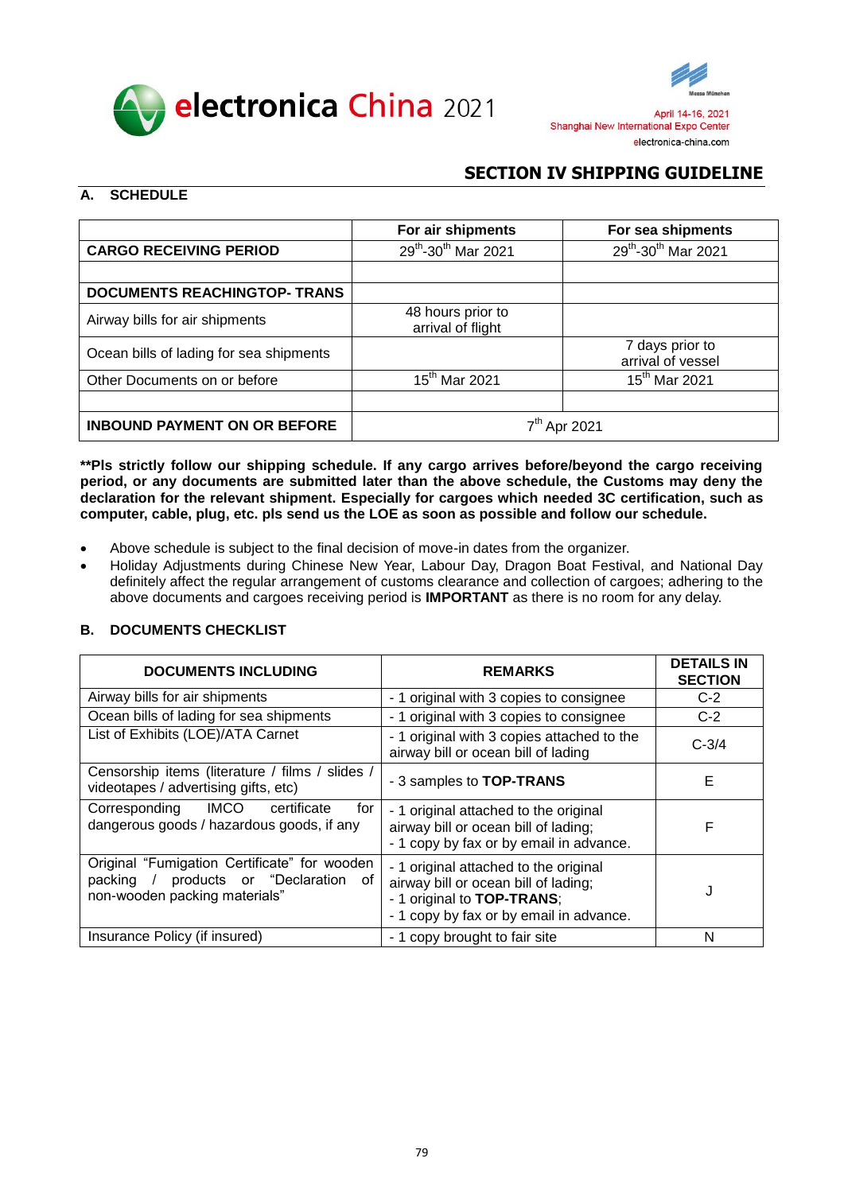# SECTION IV SHIPPING GUIDELINE

## A. SCHEDULE

| | For air shipments | For sea shipments |
|---|---|---|
| **CARGO RECEIVING PERIOD** | 29th-30th Mar 2021 | 29th-30th Mar 2021 |
| | | |
| **DOCUMENTS REACHINGTOP- TRANS** | | |
| Airway bills for air shipments | 48 hours prior to arrival of flight | |
| Ocean bills of lading for sea shipments | | 7 days prior to arrival of vessel |
| Other Documents on or before | 15th Mar 2021 | 15th Mar 2021 |
| | | |
| **INBOUND PAYMENT ON OR BEFORE** | 7th Apr 2021 | |

**\*\*Pls strictly follow our shipping schedule. If any cargo arrives before/beyond the cargo receiving period, or any documents are submitted later than the above schedule, the Customs may deny the declaration for the relevant shipment. Especially for cargoes which needed 3C certification, such as computer, cable, plug, etc. pls send us the LOE as soon as possible and follow our schedule.**

- Above schedule is subject to the final decision of move-in dates from the organizer.
- Holiday Adjustments during Chinese New Year, Labour Day, Dragon Boat Festival, and National Day definitely affect the regular arrangement of customs clearance and collection of cargoes; adhering to the above documents and cargoes receiving period is **IMPORTANT** as there is no room for any delay.

## B. DOCUMENTS CHECKLIST

| DOCUMENTS INCLUDING | REMARKS | DETAILS IN SECTION |
|---|---|---|
| Airway bills for air shipments | - 1 original with 3 copies to consignee | C-2 |
| Ocean bills of lading for sea shipments | - 1 original with 3 copies to consignee | C-2 |
| List of Exhibits (LOE)/ATA Carnet | - 1 original with 3 copies attached to the airway bill or ocean bill of lading | C-3/4 |
| Censorship items (literature / films / slides / videotapes / advertising gifts, etc) | - 3 samples to **TOP-TRANS** | E |
| Corresponding IMCO certificate for dangerous goods / hazardous goods, if any | - 1 original attached to the original airway bill or ocean bill of lading;<br>- 1 copy by fax or by email in advance. | F |
| Original "Fumigation Certificate" for wooden packing / products or "Declaration of non-wooden packing materials" | - 1 original attached to the original airway bill or ocean bill of lading;<br>- 1 original to **TOP-TRANS**;<br>- 1 copy by fax or by email in advance. | J |
| Insurance Policy (if insured) | - 1 copy brought to fair site | N |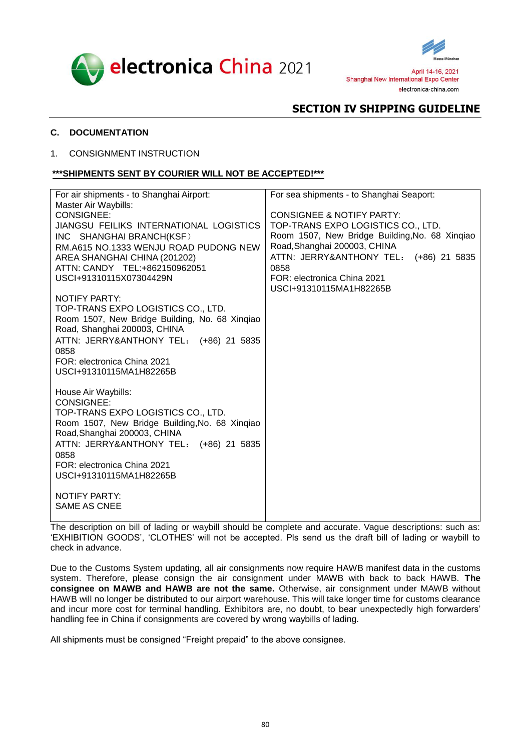## SECTION IV SHIPPING GUIDELINE

### C. DOCUMENTATION

1. CONSIGNMENT INSTRUCTION

***SHIPMENTS SENT BY COURIER WILL NOT BE ACCEPTED!***

| For air shipments - to Shanghai Airport: | For sea shipments - to Shanghai Seaport: |
|---|---|
| Master Air Waybills:<br>CONSIGNEE:<br>JIANGSU FEILIKS INTERNATIONAL LOGISTICS INC SHANGHAI BRANCH(KSF）<br>RM.A615 NO.1333 WENJU ROAD PUDONG NEW AREA SHANGHAI CHINA (201202)<br>ATTN: CANDY TEL:+862150962051<br>USCI+91310115X07304429N<br><br>NOTIFY PARTY:<br>TOP-TRANS EXPO LOGISTICS CO., LTD.<br>Room 1507, New Bridge Building, No. 68 Xinqiao Road, Shanghai 200003, CHINA<br>ATTN: JERRY&ANTHONY TEL： (+86) 21 5835 0858<br>FOR: electronica China 2021<br>USCI+91310115MA1H82265B<br><br>House Air Waybills:<br>CONSIGNEE:<br>TOP-TRANS EXPO LOGISTICS CO., LTD.<br>Room 1507, New Bridge Building,No. 68 Xinqiao Road,Shanghai 200003, CHINA<br>ATTN: JERRY&ANTHONY TEL： (+86) 21 5835 0858<br>FOR: electronica China 2021<br>USCI+91310115MA1H82265B<br><br>NOTIFY PARTY:<br>SAME AS CNEE | CONSIGNEE & NOTIFY PARTY:<br>TOP-TRANS EXPO LOGISTICS CO., LTD.<br>Room 1507, New Bridge Building,No. 68 Xinqiao Road,Shanghai 200003, CHINA<br>ATTN: JERRY&ANTHONY TEL： (+86) 21 5835 0858<br>FOR: electronica China 2021<br>USCI+91310115MA1H82265B |

The description on bill of lading or waybill should be complete and accurate. Vague descriptions: such as: 'EXHIBITION GOODS', 'CLOTHES' will not be accepted. Pls send us the draft bill of lading or waybill to check in advance.

Due to the Customs System updating, all air consignments now require HAWB manifest data in the customs system. Therefore, please consign the air consignment under MAWB with back to back HAWB. **The consignee on MAWB and HAWB are not the same.** Otherwise, air consignment under MAWB without HAWB will no longer be distributed to our airport warehouse. This will take longer time for customs clearance and incur more cost for terminal handling. Exhibitors are, no doubt, to bear unexpectedly high forwarders' handling fee in China if consignments are covered by wrong waybills of lading.

All shipments must be consigned "Freight prepaid" to the above consignee.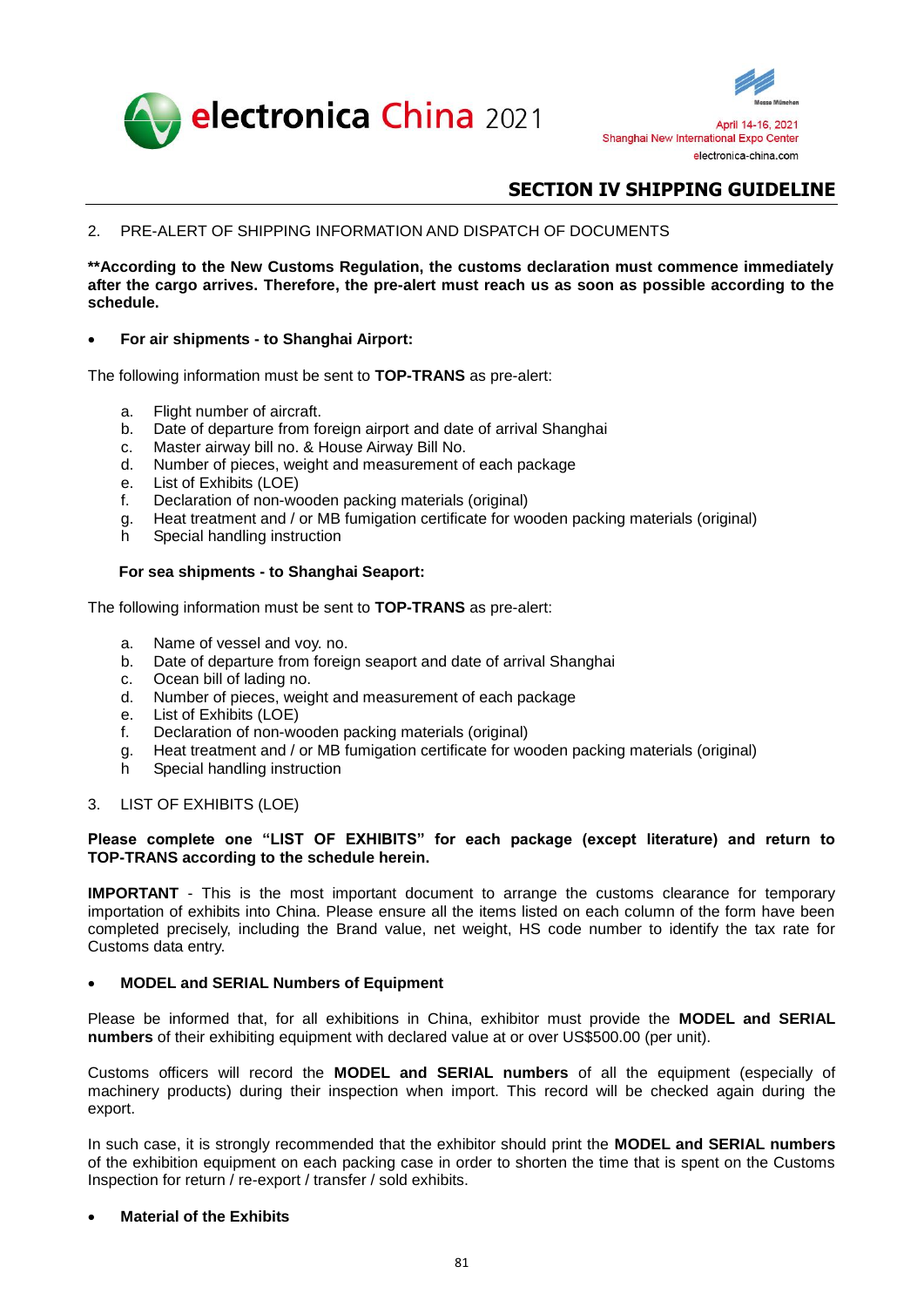## SECTION IV SHIPPING GUIDELINE

2. PRE-ALERT OF SHIPPING INFORMATION AND DISPATCH OF DOCUMENTS

**\*\*According to the New Customs Regulation, the customs declaration must commence immediately after the cargo arrives. Therefore, the pre-alert must reach us as soon as possible according to the schedule.**

- **For air shipments - to Shanghai Airport:**

The following information must be sent to **TOP-TRANS** as pre-alert:

a. Flight number of aircraft.
b. Date of departure from foreign airport and date of arrival Shanghai
c. Master airway bill no. & House Airway Bill No.
d. Number of pieces, weight and measurement of each package
e. List of Exhibits (LOE)
f. Declaration of non-wooden packing materials (original)
g. Heat treatment and / or MB fumigation certificate for wooden packing materials (original)
h Special handling instruction

**For sea shipments - to Shanghai Seaport:**

The following information must be sent to **TOP-TRANS** as pre-alert:

a. Name of vessel and voy. no.
b. Date of departure from foreign seaport and date of arrival Shanghai
c. Ocean bill of lading no.
d. Number of pieces, weight and measurement of each package
e. List of Exhibits (LOE)
f. Declaration of non-wooden packing materials (original)
g. Heat treatment and / or MB fumigation certificate for wooden packing materials (original)
h Special handling instruction

3. LIST OF EXHIBITS (LOE)

**Please complete one "LIST OF EXHIBITS" for each package (except literature) and return to TOP-TRANS according to the schedule herein.**

**IMPORTANT** - This is the most important document to arrange the customs clearance for temporary importation of exhibits into China. Please ensure all the items listed on each column of the form have been completed precisely, including the Brand value, net weight, HS code number to identify the tax rate for Customs data entry.

- **MODEL and SERIAL Numbers of Equipment**

Please be informed that, for all exhibitions in China, exhibitor must provide the **MODEL and SERIAL numbers** of their exhibiting equipment with declared value at or over US$500.00 (per unit).

Customs officers will record the **MODEL and SERIAL numbers** of all the equipment (especially of machinery products) during their inspection when import. This record will be checked again during the export.

In such case, it is strongly recommended that the exhibitor should print the **MODEL and SERIAL numbers** of the exhibition equipment on each packing case in order to shorten the time that is spent on the Customs Inspection for return / re-export / transfer / sold exhibits.

- **Material of the Exhibits**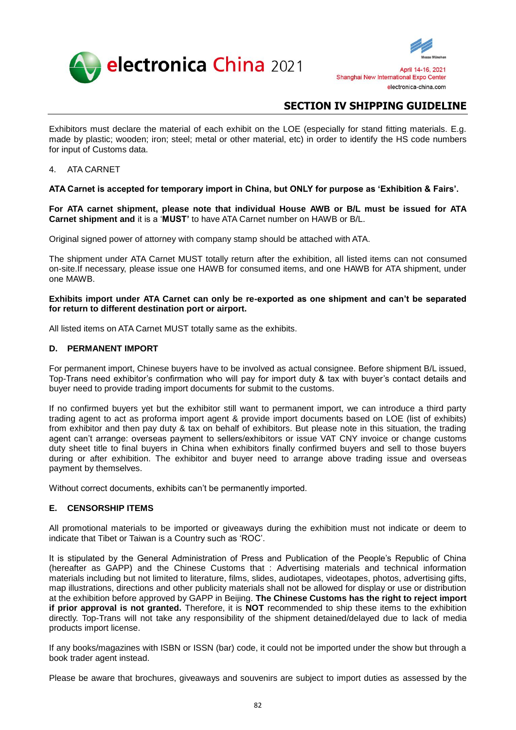## SECTION IV SHIPPING GUIDELINE

Exhibitors must declare the material of each exhibit on the LOE (especially for stand fitting materials. E.g. made by plastic; wooden; iron; steel; metal or other material, etc) in order to identify the HS code numbers for input of Customs data.

4. ATA CARNET

**ATA Carnet is accepted for temporary import in China, but ONLY for purpose as 'Exhibition & Fairs'.**

**For ATA carnet shipment, please note that individual House AWB or B/L must be issued for ATA Carnet shipment and** it is a '**MUST'** to have ATA Carnet number on HAWB or B/L.

Original signed power of attorney with company stamp should be attached with ATA.

The shipment under ATA Carnet MUST totally return after the exhibition, all listed items can not consumed on-site.If necessary, please issue one HAWB for consumed items, and one HAWB for ATA shipment, under one MAWB.

**Exhibits import under ATA Carnet can only be re-exported as one shipment and can't be separated for return to different destination port or airport.**

All listed items on ATA Carnet MUST totally same as the exhibits.

### D. PERMANENT IMPORT

For permanent import, Chinese buyers have to be involved as actual consignee. Before shipment B/L issued, Top-Trans need exhibitor's confirmation who will pay for import duty & tax with buyer's contact details and buyer need to provide trading import documents for submit to the customs.

If no confirmed buyers yet but the exhibitor still want to permanent import, we can introduce a third party trading agent to act as proforma import agent & provide import documents based on LOE (list of exhibits) from exhibitor and then pay duty & tax on behalf of exhibitors. But please note in this situation, the trading agent can't arrange: overseas payment to sellers/exhibitors or issue VAT CNY invoice or change customs duty sheet title to final buyers in China when exhibitors finally confirmed buyers and sell to those buyers during or after exhibition. The exhibitor and buyer need to arrange above trading issue and overseas payment by themselves.

Without correct documents, exhibits can't be permanently imported.

### E. CENSORSHIP ITEMS

All promotional materials to be imported or giveaways during the exhibition must not indicate or deem to indicate that Tibet or Taiwan is a Country such as 'ROC'.

It is stipulated by the General Administration of Press and Publication of the People's Republic of China (hereafter as GAPP) and the Chinese Customs that : Advertising materials and technical information materials including but not limited to literature, films, slides, audiotapes, videotapes, photos, advertising gifts, map illustrations, directions and other publicity materials shall not be allowed for display or use or distribution at the exhibition before approved by GAPP in Beijing. **The Chinese Customs has the right to reject import if prior approval is not granted.** Therefore, it is **NOT** recommended to ship these items to the exhibition directly. Top-Trans will not take any responsibility of the shipment detained/delayed due to lack of media products import license.

If any books/magazines with ISBN or ISSN (bar) code, it could not be imported under the show but through a book trader agent instead.

Please be aware that brochures, giveaways and souvenirs are subject to import duties as assessed by the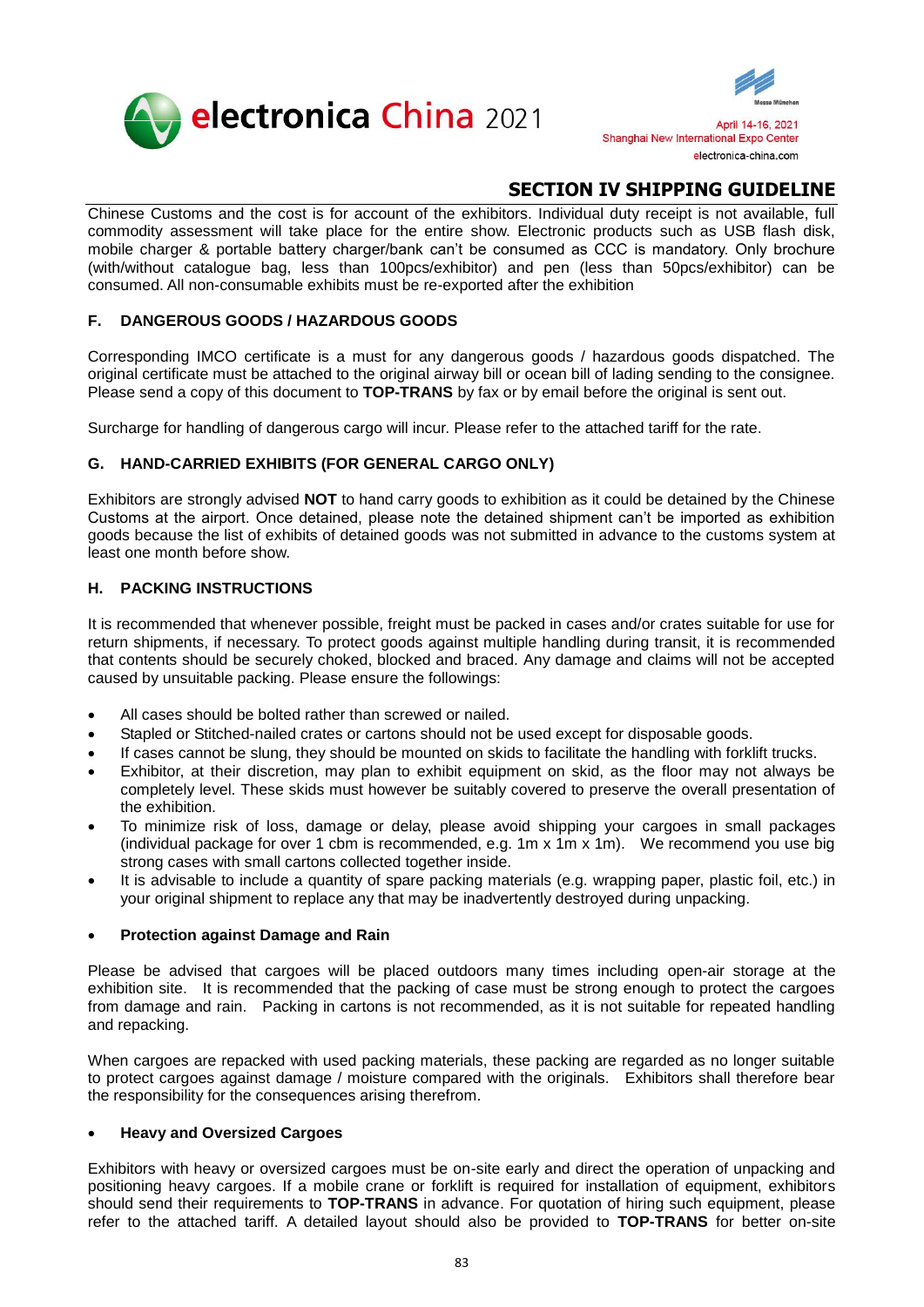## SECTION IV SHIPPING GUIDELINE

Chinese Customs and the cost is for account of the exhibitors. Individual duty receipt is not available, full commodity assessment will take place for the entire show. Electronic products such as USB flash disk, mobile charger & portable battery charger/bank can't be consumed as CCC is mandatory. Only brochure (with/without catalogue bag, less than 100pcs/exhibitor) and pen (less than 50pcs/exhibitor) can be consumed. All non-consumable exhibits must be re-exported after the exhibition

### F. DANGEROUS GOODS / HAZARDOUS GOODS

Corresponding IMCO certificate is a must for any dangerous goods / hazardous goods dispatched. The original certificate must be attached to the original airway bill or ocean bill of lading sending to the consignee. Please send a copy of this document to **TOP-TRANS** by fax or by email before the original is sent out.

Surcharge for handling of dangerous cargo will incur. Please refer to the attached tariff for the rate.

### G. HAND-CARRIED EXHIBITS (FOR GENERAL CARGO ONLY)

Exhibitors are strongly advised **NOT** to hand carry goods to exhibition as it could be detained by the Chinese Customs at the airport. Once detained, please note the detained shipment can't be imported as exhibition goods because the list of exhibits of detained goods was not submitted in advance to the customs system at least one month before show.

### H. PACKING INSTRUCTIONS

It is recommended that whenever possible, freight must be packed in cases and/or crates suitable for use for return shipments, if necessary. To protect goods against multiple handling during transit, it is recommended that contents should be securely choked, blocked and braced. Any damage and claims will not be accepted caused by unsuitable packing. Please ensure the followings:

- All cases should be bolted rather than screwed or nailed.
- Stapled or Stitched-nailed crates or cartons should not be used except for disposable goods.
- If cases cannot be slung, they should be mounted on skids to facilitate the handling with forklift trucks.
- Exhibitor, at their discretion, may plan to exhibit equipment on skid, as the floor may not always be completely level. These skids must however be suitably covered to preserve the overall presentation of the exhibition.
- To minimize risk of loss, damage or delay, please avoid shipping your cargoes in small packages (individual package for over 1 cbm is recommended, e.g. 1m x 1m x 1m). We recommend you use big strong cases with small cartons collected together inside.
- It is advisable to include a quantity of spare packing materials (e.g. wrapping paper, plastic foil, etc.) in your original shipment to replace any that may be inadvertently destroyed during unpacking.

- **Protection against Damage and Rain**

Please be advised that cargoes will be placed outdoors many times including open-air storage at the exhibition site. It is recommended that the packing of case must be strong enough to protect the cargoes from damage and rain. Packing in cartons is not recommended, as it is not suitable for repeated handling and repacking.

When cargoes are repacked with used packing materials, these packing are regarded as no longer suitable to protect cargoes against damage / moisture compared with the originals. Exhibitors shall therefore bear the responsibility for the consequences arising therefrom.

- **Heavy and Oversized Cargoes**

Exhibitors with heavy or oversized cargoes must be on-site early and direct the operation of unpacking and positioning heavy cargoes. If a mobile crane or forklift is required for installation of equipment, exhibitors should send their requirements to **TOP-TRANS** in advance. For quotation of hiring such equipment, please refer to the attached tariff. A detailed layout should also be provided to **TOP-TRANS** for better on-site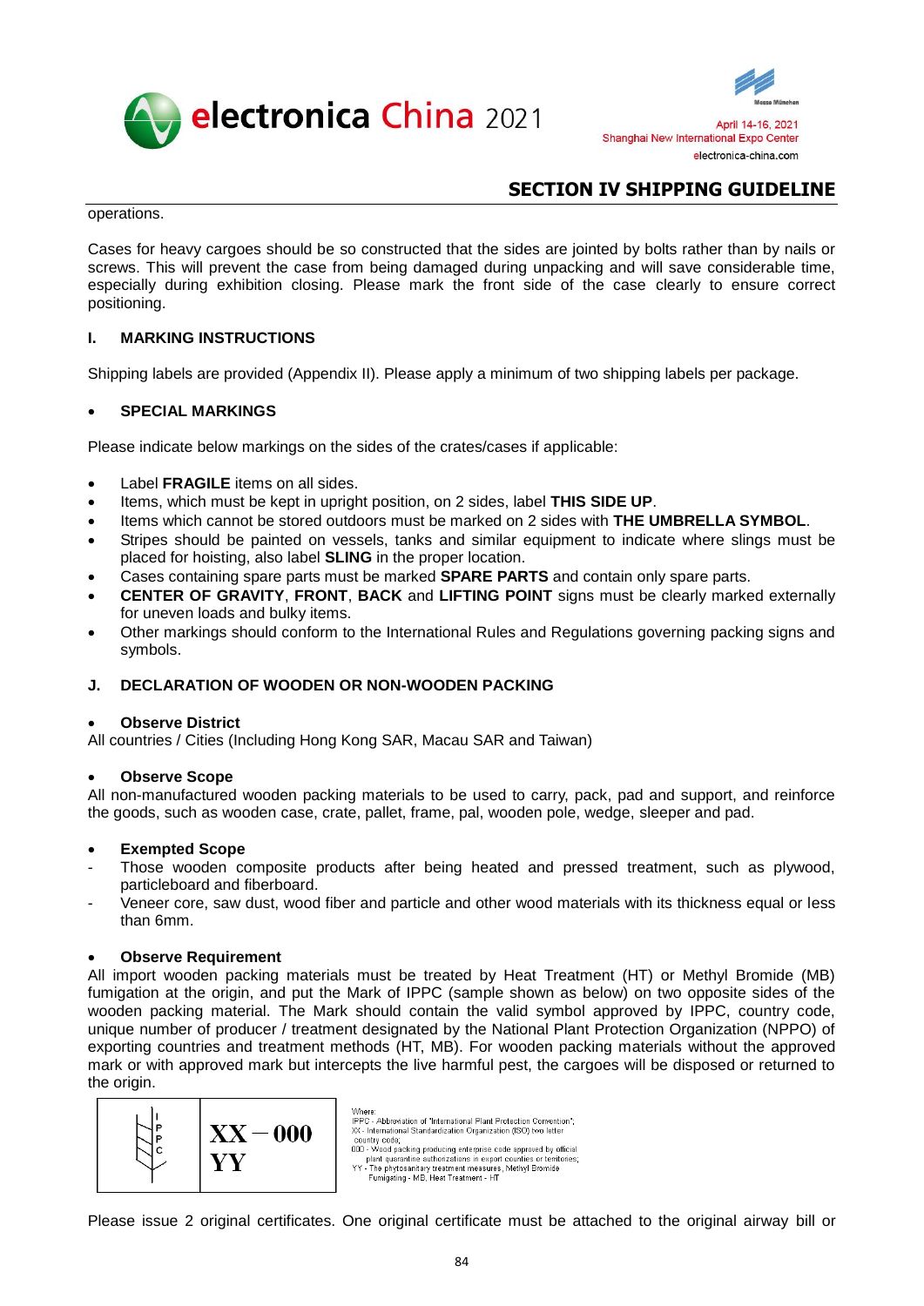## SECTION IV SHIPPING GUIDELINE

operations.

Cases for heavy cargoes should be so constructed that the sides are jointed by bolts rather than by nails or screws. This will prevent the case from being damaged during unpacking and will save considerable time, especially during exhibition closing. Please mark the front side of the case clearly to ensure correct positioning.

### I. MARKING INSTRUCTIONS

Shipping labels are provided (Appendix II). Please apply a minimum of two shipping labels per package.

- **SPECIAL MARKINGS**

Please indicate below markings on the sides of the crates/cases if applicable:

- Label **FRAGILE** items on all sides.
- Items, which must be kept in upright position, on 2 sides, label **THIS SIDE UP**.
- Items which cannot be stored outdoors must be marked on 2 sides with **THE UMBRELLA SYMBOL**.
- Stripes should be painted on vessels, tanks and similar equipment to indicate where slings must be placed for hoisting, also label **SLING** in the proper location.
- Cases containing spare parts must be marked **SPARE PARTS** and contain only spare parts.
- **CENTER OF GRAVITY**, **FRONT**, **BACK** and **LIFTING POINT** signs must be clearly marked externally for uneven loads and bulky items.
- Other markings should conform to the International Rules and Regulations governing packing signs and symbols.

### J. DECLARATION OF WOODEN OR NON-WOODEN PACKING

- **Observe District**

All countries / Cities (Including Hong Kong SAR, Macau SAR and Taiwan)

- **Observe Scope**

All non-manufactured wooden packing materials to be used to carry, pack, pad and support, and reinforce the goods, such as wooden case, crate, pallet, frame, pal, wooden pole, wedge, sleeper and pad.

- **Exempted Scope**

- Those wooden composite products after being heated and pressed treatment, such as plywood, particleboard and fiberboard.
- Veneer core, saw dust, wood fiber and particle and other wood materials with its thickness equal or less than 6mm.

- **Observe Requirement**

All import wooden packing materials must be treated by Heat Treatment (HT) or Methyl Bromide (MB) fumigation at the origin, and put the Mark of IPPC (sample shown as below) on two opposite sides of the wooden packing material. The Mark should contain the valid symbol approved by IPPC, country code, unique number of producer / treatment designated by the National Plant Protection Organization (NPPO) of exporting countries and treatment methods (HT, MB). For wooden packing materials without the approved mark or with approved mark but intercepts the live harmful pest, the cargoes will be disposed or returned to the origin.

| IPPC | XX – 000<br>YY |
|---|---|

Where:
IPPC - Abbreviation of "International Plant Protection Convention";
XX - International Standardization Organization (ISO) two letter country code;
000 - Wood packing producing enterprise code approved by official plant quarantine authorizations in export counties or territories;
YY - The phytosanitary treatment measures, Methyl Bromide Fumigating - MB, Heat Treatment - HT

Please issue 2 original certificates. One original certificate must be attached to the original airway bill or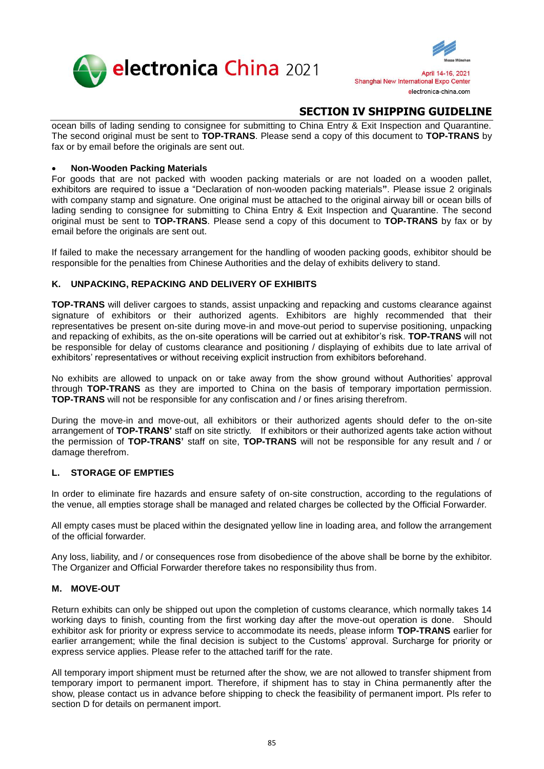ocean bills of lading sending to consignee for submitting to China Entry & Exit Inspection and Quarantine. The second original must be sent to **TOP-TRANS**. Please send a copy of this document to **TOP-TRANS** by fax or by email before the originals are sent out.

- **Non-Wooden Packing Materials**

For goods that are not packed with wooden packing materials or are not loaded on a wooden pallet, exhibitors are required to issue a "Declaration of non-wooden packing materials**"**. Please issue 2 originals with company stamp and signature. One original must be attached to the original airway bill or ocean bills of lading sending to consignee for submitting to China Entry & Exit Inspection and Quarantine. The second original must be sent to **TOP-TRANS**. Please send a copy of this document to **TOP-TRANS** by fax or by email before the originals are sent out.

If failed to make the necessary arrangement for the handling of wooden packing goods, exhibitor should be responsible for the penalties from Chinese Authorities and the delay of exhibits delivery to stand.

### K. UNPACKING, REPACKING AND DELIVERY OF EXHIBITS

**TOP-TRANS** will deliver cargoes to stands, assist unpacking and repacking and customs clearance against signature of exhibitors or their authorized agents. Exhibitors are highly recommended that their representatives be present on-site during move-in and move-out period to supervise positioning, unpacking and repacking of exhibits, as the on-site operations will be carried out at exhibitor's risk. **TOP-TRANS** will not be responsible for delay of customs clearance and positioning / displaying of exhibits due to late arrival of exhibitors' representatives or without receiving explicit instruction from exhibitors beforehand.

No exhibits are allowed to unpack on or take away from the show ground without Authorities' approval through **TOP-TRANS** as they are imported to China on the basis of temporary importation permission. **TOP-TRANS** will not be responsible for any confiscation and / or fines arising therefrom.

During the move-in and move-out, all exhibitors or their authorized agents should defer to the on-site arrangement of **TOP-TRANS'** staff on site strictly. If exhibitors or their authorized agents take action without the permission of **TOP-TRANS'** staff on site, **TOP-TRANS** will not be responsible for any result and / or damage therefrom.

### L. STORAGE OF EMPTIES

In order to eliminate fire hazards and ensure safety of on-site construction, according to the regulations of the venue, all empties storage shall be managed and related charges be collected by the Official Forwarder.

All empty cases must be placed within the designated yellow line in loading area, and follow the arrangement of the official forwarder.

Any loss, liability, and / or consequences rose from disobedience of the above shall be borne by the exhibitor. The Organizer and Official Forwarder therefore takes no responsibility thus from.

### M. MOVE-OUT

Return exhibits can only be shipped out upon the completion of customs clearance, which normally takes 14 working days to finish, counting from the first working day after the move-out operation is done. Should exhibitor ask for priority or express service to accommodate its needs, please inform **TOP-TRANS** earlier for earlier arrangement; while the final decision is subject to the Customs' approval. Surcharge for priority or express service applies. Please refer to the attached tariff for the rate.

All temporary import shipment must be returned after the show, we are not allowed to transfer shipment from temporary import to permanent import. Therefore, if shipment has to stay in China permanently after the show, please contact us in advance before shipping to check the feasibility of permanent import. Pls refer to section D for details on permanent import.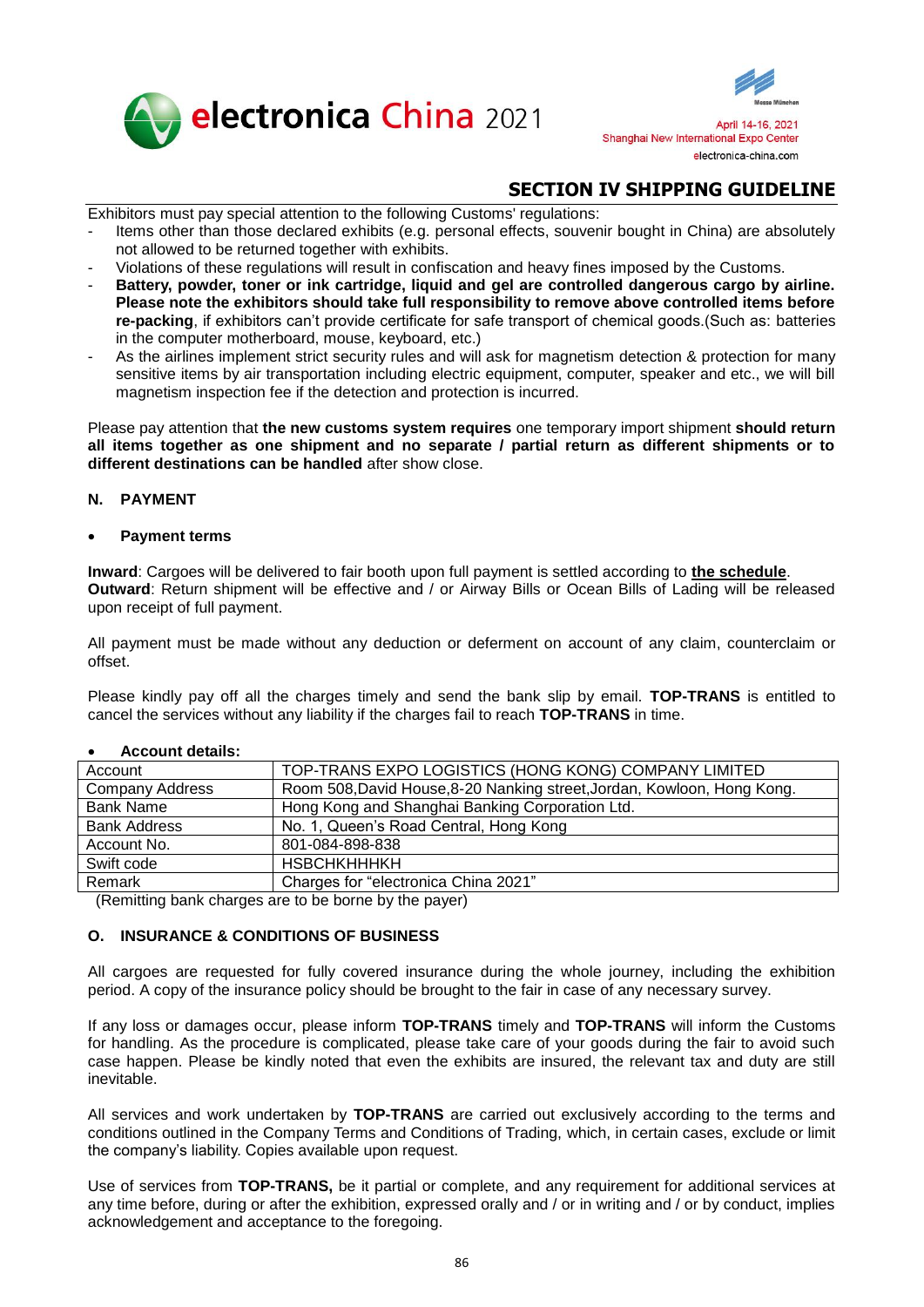## SECTION IV SHIPPING GUIDELINE

Exhibitors must pay special attention to the following Customs' regulations:

- Items other than those declared exhibits (e.g. personal effects, souvenir bought in China) are absolutely not allowed to be returned together with exhibits.
- Violations of these regulations will result in confiscation and heavy fines imposed by the Customs.
- **Battery, powder, toner or ink cartridge, liquid and gel are controlled dangerous cargo by airline. Please note the exhibitors should take full responsibility to remove above controlled items before re-packing**, if exhibitors can't provide certificate for safe transport of chemical goods.(Such as: batteries in the computer motherboard, mouse, keyboard, etc.)
- As the airlines implement strict security rules and will ask for magnetism detection & protection for many sensitive items by air transportation including electric equipment, computer, speaker and etc., we will bill magnetism inspection fee if the detection and protection is incurred.

Please pay attention that **the new customs system requires** one temporary import shipment **should return all items together as one shipment and no separate / partial return as different shipments or to different destinations can be handled** after show close.

### N. PAYMENT

- **Payment terms**

**Inward**: Cargoes will be delivered to fair booth upon full payment is settled according to **the schedule**.
**Outward**: Return shipment will be effective and / or Airway Bills or Ocean Bills of Lading will be released upon receipt of full payment.

All payment must be made without any deduction or deferment on account of any claim, counterclaim or offset.

Please kindly pay off all the charges timely and send the bank slip by email. **TOP-TRANS** is entitled to cancel the services without any liability if the charges fail to reach **TOP-TRANS** in time.

- **Account details:**

| Account | TOP-TRANS EXPO LOGISTICS (HONG KONG) COMPANY LIMITED |
|---|---|
| Company Address | Room 508,David House,8-20 Nanking street,Jordan, Kowloon, Hong Kong. |
| Bank Name | Hong Kong and Shanghai Banking Corporation Ltd. |
| Bank Address | No. 1, Queen's Road Central, Hong Kong |
| Account No. | 801-084-898-838 |
| Swift code | HSBCHKHHHKH |
| Remark | Charges for "electronica China 2021" |

(Remitting bank charges are to be borne by the payer)

### O. INSURANCE & CONDITIONS OF BUSINESS

All cargoes are requested for fully covered insurance during the whole journey, including the exhibition period. A copy of the insurance policy should be brought to the fair in case of any necessary survey.

If any loss or damages occur, please inform **TOP-TRANS** timely and **TOP-TRANS** will inform the Customs for handling. As the procedure is complicated, please take care of your goods during the fair to avoid such case happen. Please be kindly noted that even the exhibits are insured, the relevant tax and duty are still inevitable.

All services and work undertaken by **TOP-TRANS** are carried out exclusively according to the terms and conditions outlined in the Company Terms and Conditions of Trading, which, in certain cases, exclude or limit the company's liability. Copies available upon request.

Use of services from **TOP-TRANS,** be it partial or complete, and any requirement for additional services at any time before, during or after the exhibition, expressed orally and / or in writing and / or by conduct, implies acknowledgement and acceptance to the foregoing.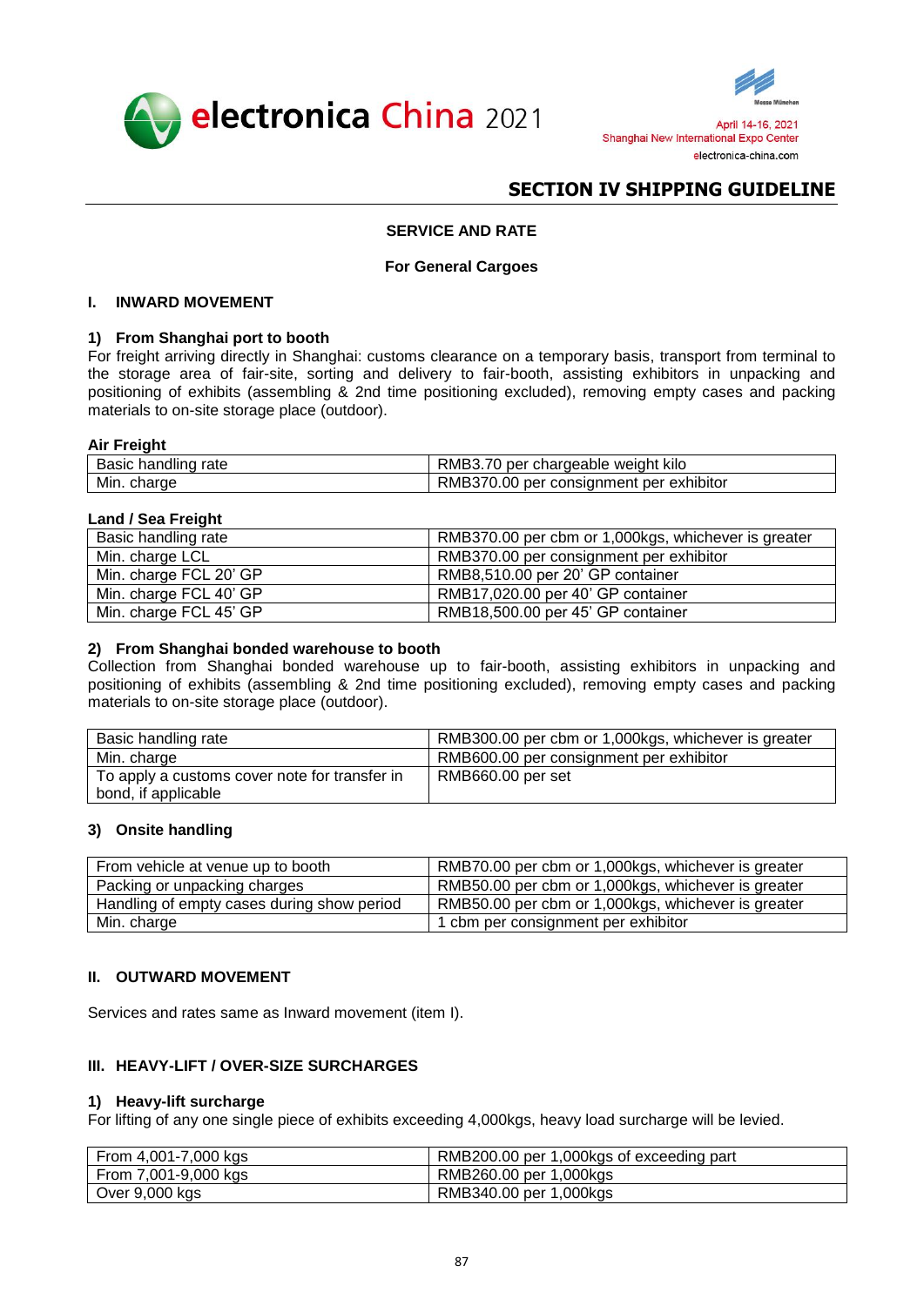# SECTION IV SHIPPING GUIDELINE

## SERVICE AND RATE

### For General Cargoes

### I. INWARD MOVEMENT

#### 1) From Shanghai port to booth

For freight arriving directly in Shanghai: customs clearance on a temporary basis, transport from terminal to the storage area of fair-site, sorting and delivery to fair-booth, assisting exhibitors in unpacking and positioning of exhibits (assembling & 2nd time positioning excluded), removing empty cases and packing materials to on-site storage place (outdoor).

**Air Freight**

| | |
|---|---|
| Basic handling rate | RMB3.70 per chargeable weight kilo |
| Min. charge | RMB370.00 per consignment per exhibitor |

**Land / Sea Freight**

| | |
|---|---|
| Basic handling rate | RMB370.00 per cbm or 1,000kgs, whichever is greater |
| Min. charge LCL | RMB370.00 per consignment per exhibitor |
| Min. charge FCL 20' GP | RMB8,510.00 per 20' GP container |
| Min. charge FCL 40' GP | RMB17,020.00 per 40' GP container |
| Min. charge FCL 45' GP | RMB18,500.00 per 45' GP container |

#### 2) From Shanghai bonded warehouse to booth

Collection from Shanghai bonded warehouse up to fair-booth, assisting exhibitors in unpacking and positioning of exhibits (assembling & 2nd time positioning excluded), removing empty cases and packing materials to on-site storage place (outdoor).

| | |
|---|---|
| Basic handling rate | RMB300.00 per cbm or 1,000kgs, whichever is greater |
| Min. charge | RMB600.00 per consignment per exhibitor |
| To apply a customs cover note for transfer in bond, if applicable | RMB660.00 per set |

#### 3) Onsite handling

| | |
|---|---|
| From vehicle at venue up to booth | RMB70.00 per cbm or 1,000kgs, whichever is greater |
| Packing or unpacking charges | RMB50.00 per cbm or 1,000kgs, whichever is greater |
| Handling of empty cases during show period | RMB50.00 per cbm or 1,000kgs, whichever is greater |
| Min. charge | 1 cbm per consignment per exhibitor |

### II. OUTWARD MOVEMENT

Services and rates same as Inward movement (item I).

### III. HEAVY-LIFT / OVER-SIZE SURCHARGES

#### 1) Heavy-lift surcharge

For lifting of any one single piece of exhibits exceeding 4,000kgs, heavy load surcharge will be levied.

| | |
|---|---|
| From 4,001-7,000 kgs | RMB200.00 per 1,000kgs of exceeding part |
| From 7,001-9,000 kgs | RMB260.00 per 1,000kgs |
| Over 9,000 kgs | RMB340.00 per 1,000kgs |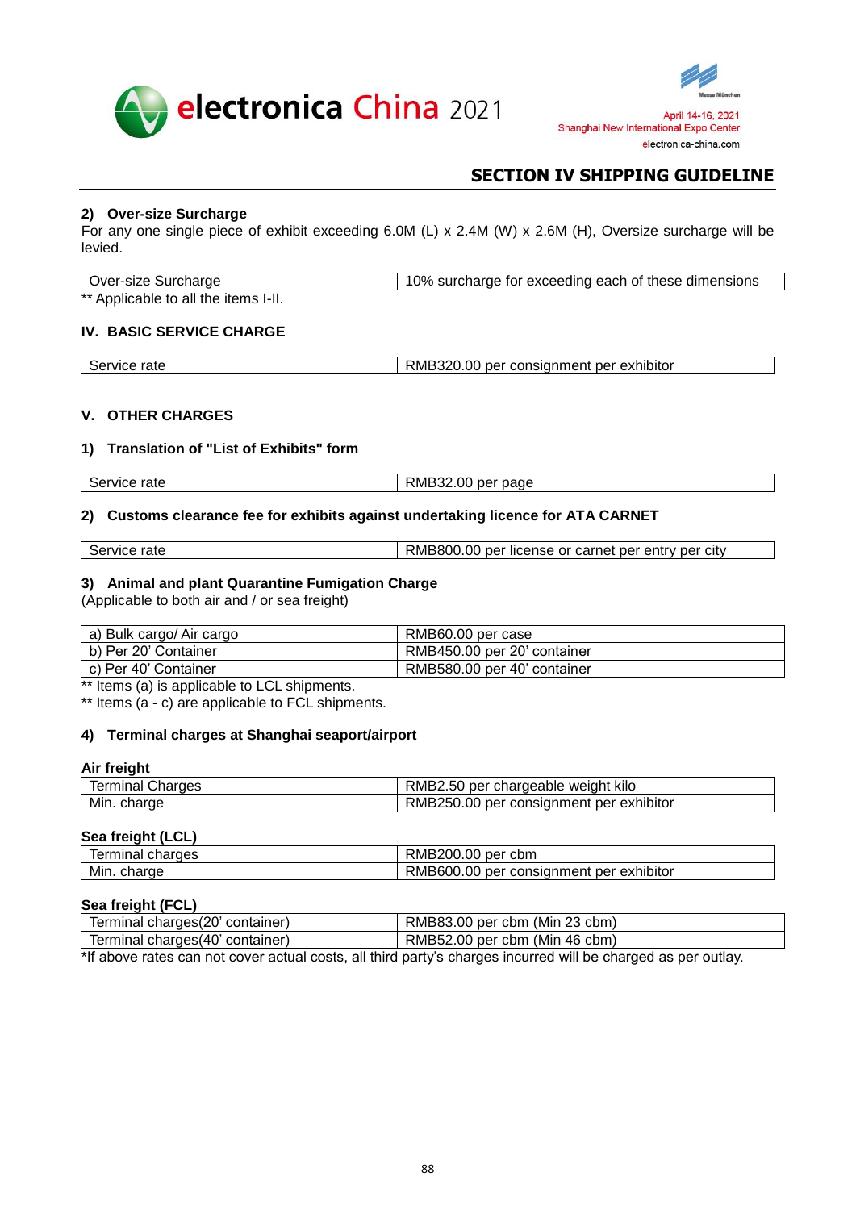## SECTION IV SHIPPING GUIDELINE

**2) Over-size Surcharge**

For any one single piece of exhibit exceeding 6.0M (L) x 2.4M (W) x 2.6M (H), Oversize surcharge will be levied.

| Over-size Surcharge | 10% surcharge for exceeding each of these dimensions |
|---|---|

** Applicable to all the items I-II.

### IV. BASIC SERVICE CHARGE

| Service rate | RMB320.00 per consignment per exhibitor |
|---|---|

### V. OTHER CHARGES

**1) Translation of "List of Exhibits" form**

| Service rate | RMB32.00 per page |
|---|---|

**2) Customs clearance fee for exhibits against undertaking licence for ATA CARNET**

| Service rate | RMB800.00 per license or carnet per entry per city |
|---|---|

**3) Animal and plant Quarantine Fumigation Charge**

(Applicable to both air and / or sea freight)

| a) Bulk cargo/ Air cargo | RMB60.00 per case |
|---|---|
| b) Per 20' Container | RMB450.00 per 20' container |
| c) Per 40' Container | RMB580.00 per 40' container |

** Items (a) is applicable to LCL shipments.

** Items (a - c) are applicable to FCL shipments.

**4) Terminal charges at Shanghai seaport/airport**

**Air freight**

| Terminal Charges | RMB2.50 per chargeable weight kilo |
|---|---|
| Min. charge | RMB250.00 per consignment per exhibitor |

**Sea freight (LCL)**

| Terminal charges | RMB200.00 per cbm |
|---|---|
| Min. charge | RMB600.00 per consignment per exhibitor |

**Sea freight (FCL)**

| Terminal charges(20' container) | RMB83.00 per cbm (Min 23 cbm) |
|---|---|
| Terminal charges(40' container) | RMB52.00 per cbm (Min 46 cbm) |

*If above rates can not cover actual costs, all third party's charges incurred will be charged as per outlay.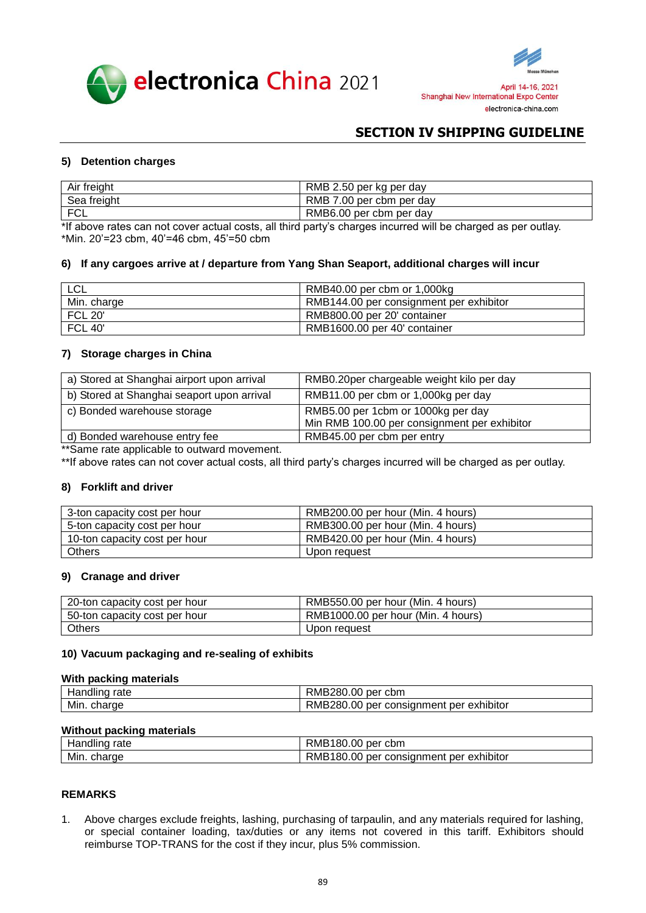## SECTION IV SHIPPING GUIDELINE

### 5) Detention charges

| | |
|---|---|
| Air freight | RMB 2.50 per kg per day |
| Sea freight | RMB 7.00 per cbm per day |
| FCL | RMB6.00 per cbm per day |

*If above rates can not cover actual costs, all third party's charges incurred will be charged as per outlay.
*Min. 20'=23 cbm, 40'=46 cbm, 45'=50 cbm

### 6) If any cargoes arrive at / departure from Yang Shan Seaport, additional charges will incur

| | |
|---|---|
| LCL | RMB40.00 per cbm or 1,000kg |
| Min. charge | RMB144.00 per consignment per exhibitor |
| FCL 20' | RMB800.00 per 20' container |
| FCL 40' | RMB1600.00 per 40' container |

### 7) Storage charges in China

| | |
|---|---|
| a) Stored at Shanghai airport upon arrival | RMB0.20per chargeable weight kilo per day |
| b) Stored at Shanghai seaport upon arrival | RMB11.00 per cbm or 1,000kg per day |
| c) Bonded warehouse storage | RMB5.00 per 1cbm or 1000kg per day<br>Min RMB 100.00 per consignment per exhibitor |
| d) Bonded warehouse entry fee | RMB45.00 per cbm per entry |

**Same rate applicable to outward movement.
**If above rates can not cover actual costs, all third party's charges incurred will be charged as per outlay.

### 8) Forklift and driver

| | |
|---|---|
| 3-ton capacity cost per hour | RMB200.00 per hour (Min. 4 hours) |
| 5-ton capacity cost per hour | RMB300.00 per hour (Min. 4 hours) |
| 10-ton capacity cost per hour | RMB420.00 per hour (Min. 4 hours) |
| Others | Upon request |

### 9) Cranage and driver

| | |
|---|---|
| 20-ton capacity cost per hour | RMB550.00 per hour (Min. 4 hours) |
| 50-ton capacity cost per hour | RMB1000.00 per hour (Min. 4 hours) |
| Others | Upon request |

### 10) Vacuum packaging and re-sealing of exhibits

**With packing materials**

| | |
|---|---|
| Handling rate | RMB280.00 per cbm |
| Min. charge | RMB280.00 per consignment per exhibitor |

**Without packing materials**

| | |
|---|---|
| Handling rate | RMB180.00 per cbm |
| Min. charge | RMB180.00 per consignment per exhibitor |

### REMARKS

1. Above charges exclude freights, lashing, purchasing of tarpaulin, and any materials required for lashing, or special container loading, tax/duties or any items not covered in this tariff. Exhibitors should reimburse TOP-TRANS for the cost if they incur, plus 5% commission.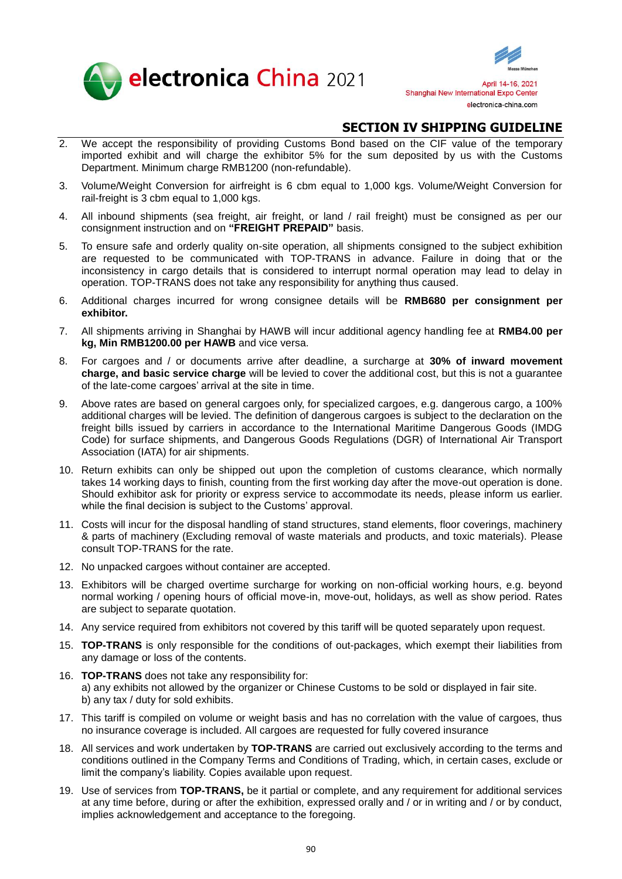## SECTION IV SHIPPING GUIDELINE

2. We accept the responsibility of providing Customs Bond based on the CIF value of the temporary imported exhibit and will charge the exhibitor 5% for the sum deposited by us with the Customs Department. Minimum charge RMB1200 (non-refundable).
3. Volume/Weight Conversion for airfreight is 6 cbm equal to 1,000 kgs. Volume/Weight Conversion for rail-freight is 3 cbm equal to 1,000 kgs.
4. All inbound shipments (sea freight, air freight, or land / rail freight) must be consigned as per our consignment instruction and on **"FREIGHT PREPAID"** basis.
5. To ensure safe and orderly quality on-site operation, all shipments consigned to the subject exhibition are requested to be communicated with TOP-TRANS in advance. Failure in doing that or the inconsistency in cargo details that is considered to interrupt normal operation may lead to delay in operation. TOP-TRANS does not take any responsibility for anything thus caused.
6. Additional charges incurred for wrong consignee details will be **RMB680 per consignment per exhibitor.**
7. All shipments arriving in Shanghai by HAWB will incur additional agency handling fee at **RMB4.00 per kg, Min RMB1200.00 per HAWB** and vice versa.
8. For cargoes and / or documents arrive after deadline, a surcharge at **30% of inward movement charge, and basic service charge** will be levied to cover the additional cost, but this is not a guarantee of the late-come cargoes' arrival at the site in time.
9. Above rates are based on general cargoes only, for specialized cargoes, e.g. dangerous cargo, a 100% additional charges will be levied. The definition of dangerous cargoes is subject to the declaration on the freight bills issued by carriers in accordance to the International Maritime Dangerous Goods (IMDG Code) for surface shipments, and Dangerous Goods Regulations (DGR) of International Air Transport Association (IATA) for air shipments.
10. Return exhibits can only be shipped out upon the completion of customs clearance, which normally takes 14 working days to finish, counting from the first working day after the move-out operation is done. Should exhibitor ask for priority or express service to accommodate its needs, please inform us earlier. while the final decision is subject to the Customs' approval.
11. Costs will incur for the disposal handling of stand structures, stand elements, floor coverings, machinery & parts of machinery (Excluding removal of waste materials and products, and toxic materials). Please consult TOP-TRANS for the rate.
12. No unpacked cargoes without container are accepted.
13. Exhibitors will be charged overtime surcharge for working on non-official working hours, e.g. beyond normal working / opening hours of official move-in, move-out, holidays, as well as show period. Rates are subject to separate quotation.
14. Any service required from exhibitors not covered by this tariff will be quoted separately upon request.
15. **TOP-TRANS** is only responsible for the conditions of out-packages, which exempt their liabilities from any damage or loss of the contents.
16. **TOP-TRANS** does not take any responsibility for:
    a) any exhibits not allowed by the organizer or Chinese Customs to be sold or displayed in fair site.
    b) any tax / duty for sold exhibits.
17. This tariff is compiled on volume or weight basis and has no correlation with the value of cargoes, thus no insurance coverage is included. All cargoes are requested for fully covered insurance
18. All services and work undertaken by **TOP-TRANS** are carried out exclusively according to the terms and conditions outlined in the Company Terms and Conditions of Trading, which, in certain cases, exclude or limit the company's liability. Copies available upon request.
19. Use of services from **TOP-TRANS,** be it partial or complete, and any requirement for additional services at any time before, during or after the exhibition, expressed orally and / or in writing and / or by conduct, implies acknowledgement and acceptance to the foregoing.